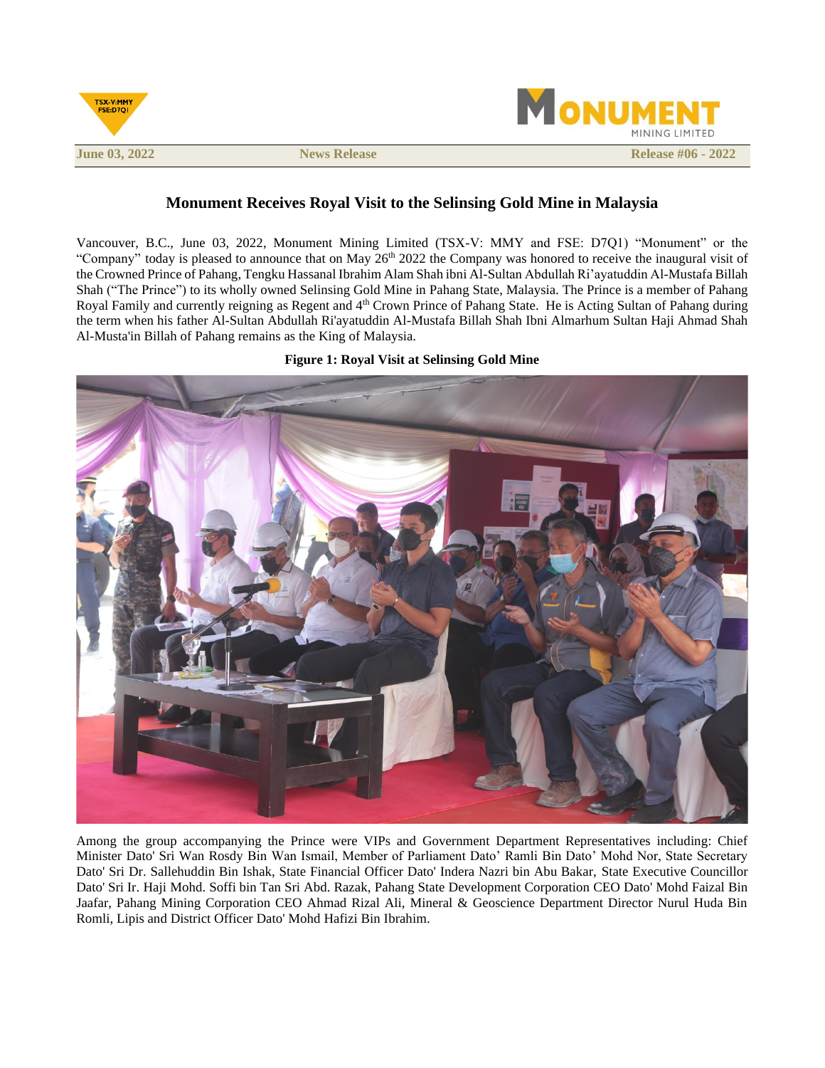TSX-V:MMY
FSE:D7Q1

**MONUMENT** MINING LIMITED

**June 03, 2022** | **News Release** | **Release #06 - 2022**

## Monument Receives Royal Visit to the Selinsing Gold Mine in Malaysia

Vancouver, B.C., June 03, 2022, Monument Mining Limited (TSX-V: MMY and FSE: D7Q1) "Monument" or the "Company" today is pleased to announce that on May 26th 2022 the Company was honored to receive the inaugural visit of the Crowned Prince of Pahang, Tengku Hassanal Ibrahim Alam Shah ibni Al-Sultan Abdullah Ri'ayatuddin Al-Mustafa Billah Shah ("The Prince") to its wholly owned Selinsing Gold Mine in Pahang State, Malaysia. The Prince is a member of Pahang Royal Family and currently reigning as Regent and 4th Crown Prince of Pahang State. He is Acting Sultan of Pahang during the term when his father Al-Sultan Abdullah Ri'ayatuddin Al-Mustafa Billah Shah Ibni Almarhum Sultan Haji Ahmad Shah Al-Musta'in Billah of Pahang remains as the King of Malaysia.

**Figure 1: Royal Visit at Selinsing Gold Mine**

Among the group accompanying the Prince were VIPs and Government Department Representatives including: Chief Minister Dato' Sri Wan Rosdy Bin Wan Ismail, Member of Parliament Dato' Ramli Bin Dato' Mohd Nor, State Secretary Dato' Sri Dr. Sallehuddin Bin Ishak, State Financial Officer Dato' Indera Nazri bin Abu Bakar, State Executive Councillor Dato' Sri Ir. Haji Mohd. Soffi bin Tan Sri Abd. Razak, Pahang State Development Corporation CEO Dato' Mohd Faizal Bin Jaafar, Pahang Mining Corporation CEO Ahmad Rizal Ali, Mineral & Geoscience Department Director Nurul Huda Bin Romli, Lipis and District Officer Dato' Mohd Hafizi Bin Ibrahim.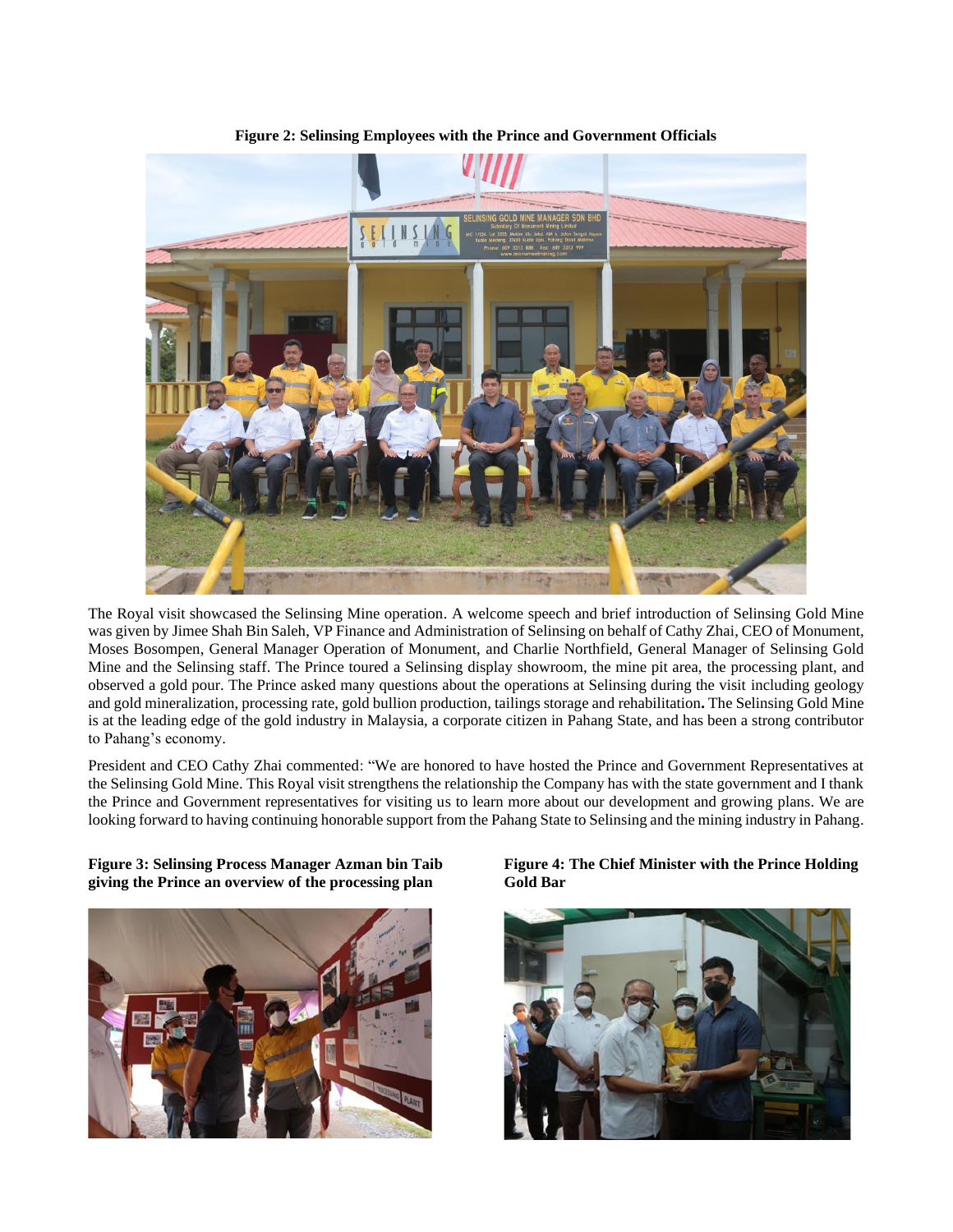**Figure 2: Selinsing Employees with the Prince and Government Officials**

The Royal visit showcased the Selinsing Mine operation. A welcome speech and brief introduction of Selinsing Gold Mine was given by Jimee Shah Bin Saleh, VP Finance and Administration of Selinsing on behalf of Cathy Zhai, CEO of Monument, Moses Bosompen, General Manager Operation of Monument, and Charlie Northfield, General Manager of Selinsing Gold Mine and the Selinsing staff. The Prince toured a Selinsing display showroom, the mine pit area, the processing plant, and observed a gold pour. The Prince asked many questions about the operations at Selinsing during the visit including geology and gold mineralization, processing rate, gold bullion production, tailings storage and rehabilitation**.** The Selinsing Gold Mine is at the leading edge of the gold industry in Malaysia, a corporate citizen in Pahang State, and has been a strong contributor to Pahang's economy.

President and CEO Cathy Zhai commented: "We are honored to have hosted the Prince and Government Representatives at the Selinsing Gold Mine. This Royal visit strengthens the relationship the Company has with the state government and I thank the Prince and Government representatives for visiting us to learn more about our development and growing plans. We are looking forward to having continuing honorable support from the Pahang State to Selinsing and the mining industry in Pahang.

**Figure 3: Selinsing Process Manager Azman bin Taib giving the Prince an overview of the processing plan**

**Figure 4: The Chief Minister with the Prince Holding Gold Bar**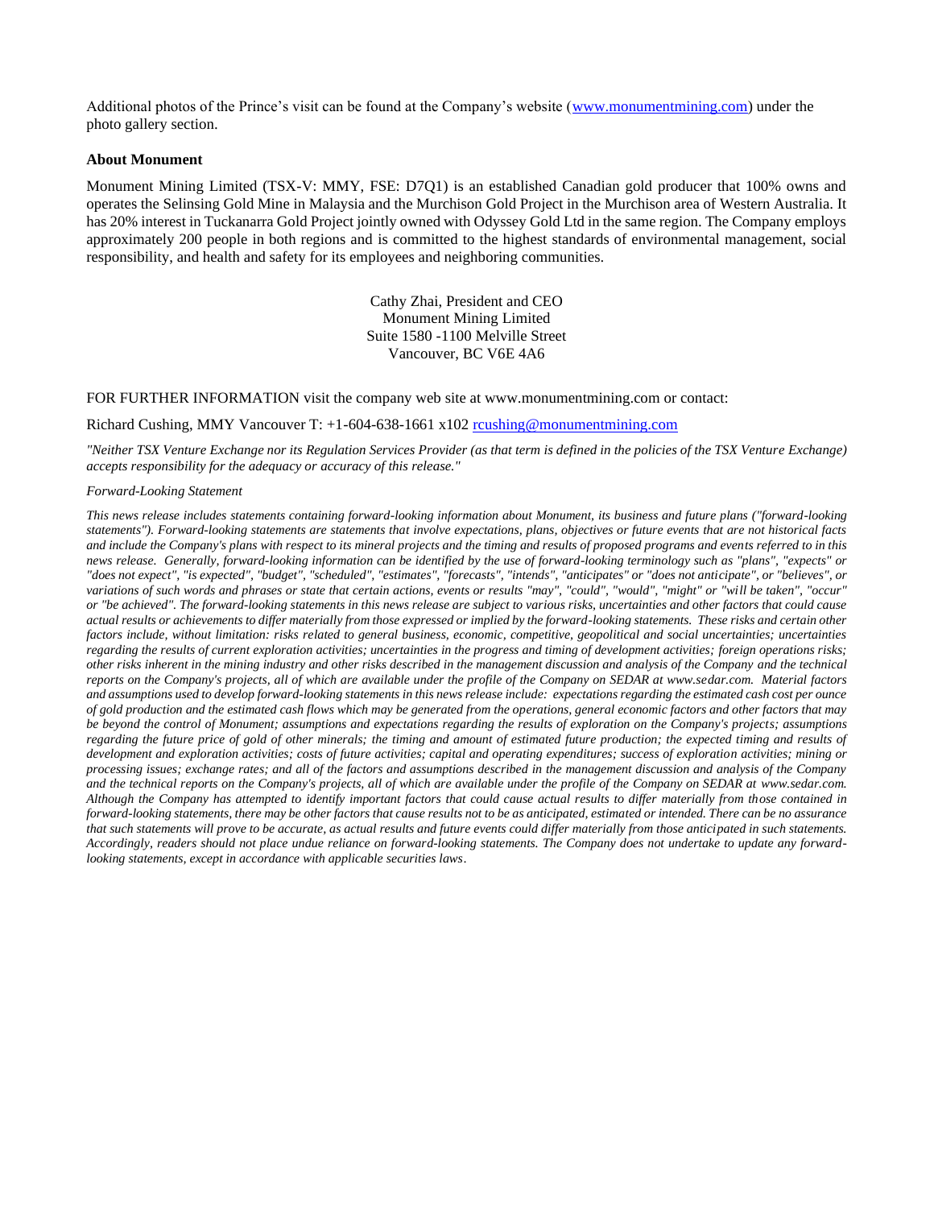Additional photos of the Prince's visit can be found at the Company's website (www.monumentmining.com) under the photo gallery section.

**About Monument**

Monument Mining Limited (TSX-V: MMY, FSE: D7Q1) is an established Canadian gold producer that 100% owns and operates the Selinsing Gold Mine in Malaysia and the Murchison Gold Project in the Murchison area of Western Australia. It has 20% interest in Tuckanarra Gold Project jointly owned with Odyssey Gold Ltd in the same region. The Company employs approximately 200 people in both regions and is committed to the highest standards of environmental management, social responsibility, and health and safety for its employees and neighboring communities.

Cathy Zhai, President and CEO
Monument Mining Limited
Suite 1580 -1100 Melville Street
Vancouver, BC V6E 4A6

FOR FURTHER INFORMATION visit the company web site at www.monumentmining.com or contact:

Richard Cushing, MMY Vancouver T: +1-604-638-1661 x102 rcushing@monumentmining.com

*"Neither TSX Venture Exchange nor its Regulation Services Provider (as that term is defined in the policies of the TSX Venture Exchange) accepts responsibility for the adequacy or accuracy of this release."*

*Forward-Looking Statement*

*This news release includes statements containing forward-looking information about Monument, its business and future plans ("forward-looking statements"). Forward-looking statements are statements that involve expectations, plans, objectives or future events that are not historical facts and include the Company's plans with respect to its mineral projects and the timing and results of proposed programs and events referred to in this news release. Generally, forward-looking information can be identified by the use of forward-looking terminology such as "plans", "expects" or "does not expect", "is expected", "budget", "scheduled", "estimates", "forecasts", "intends", "anticipates" or "does not anticipate", or "believes", or variations of such words and phrases or state that certain actions, events or results "may", "could", "would", "might" or "will be taken", "occur" or "be achieved". The forward-looking statements in this news release are subject to various risks, uncertainties and other factors that could cause actual results or achievements to differ materially from those expressed or implied by the forward-looking statements. These risks and certain other factors include, without limitation: risks related to general business, economic, competitive, geopolitical and social uncertainties; uncertainties regarding the results of current exploration activities; uncertainties in the progress and timing of development activities; foreign operations risks; other risks inherent in the mining industry and other risks described in the management discussion and analysis of the Company and the technical reports on the Company's projects, all of which are available under the profile of the Company on SEDAR at www.sedar.com. Material factors and assumptions used to develop forward-looking statements in this news release include: expectations regarding the estimated cash cost per ounce of gold production and the estimated cash flows which may be generated from the operations, general economic factors and other factors that may be beyond the control of Monument; assumptions and expectations regarding the results of exploration on the Company's projects; assumptions regarding the future price of gold of other minerals; the timing and amount of estimated future production; the expected timing and results of development and exploration activities; costs of future activities; capital and operating expenditures; success of exploration activities; mining or processing issues; exchange rates; and all of the factors and assumptions described in the management discussion and analysis of the Company and the technical reports on the Company's projects, all of which are available under the profile of the Company on SEDAR at www.sedar.com. Although the Company has attempted to identify important factors that could cause actual results to differ materially from those contained in forward-looking statements, there may be other factors that cause results not to be as anticipated, estimated or intended. There can be no assurance that such statements will prove to be accurate, as actual results and future events could differ materially from those anticipated in such statements. Accordingly, readers should not place undue reliance on forward-looking statements. The Company does not undertake to update any forward-looking statements, except in accordance with applicable securities laws.*